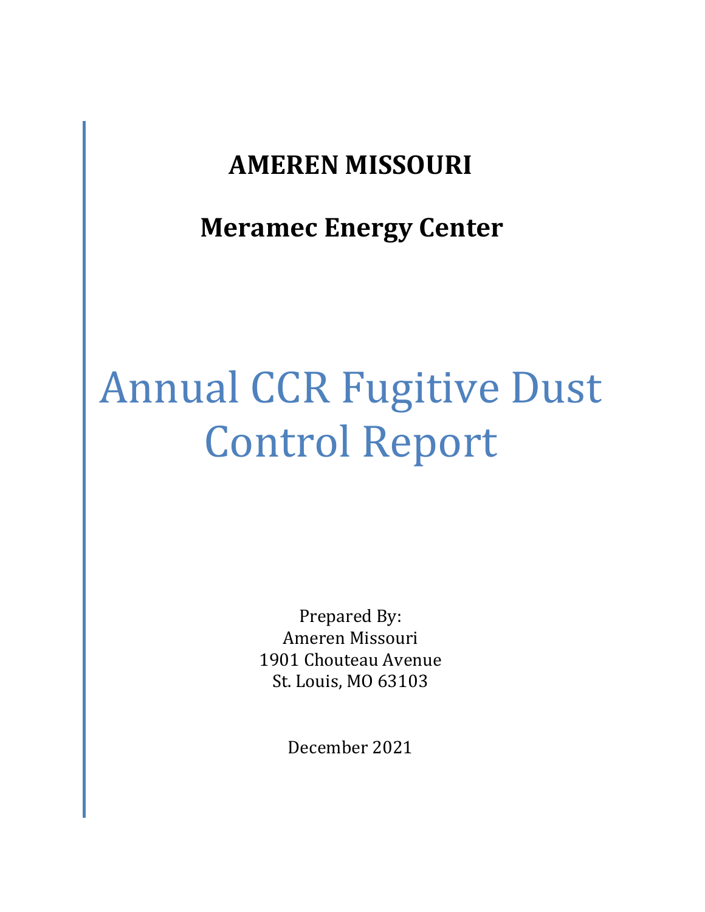**AMEREN MISSOURI**

**Meramec Energy Center**

# Annual CCR Fugitive Dust Control Report

Prepared By:
Ameren Missouri
1901 Chouteau Avenue
St. Louis, MO 63103

December 2021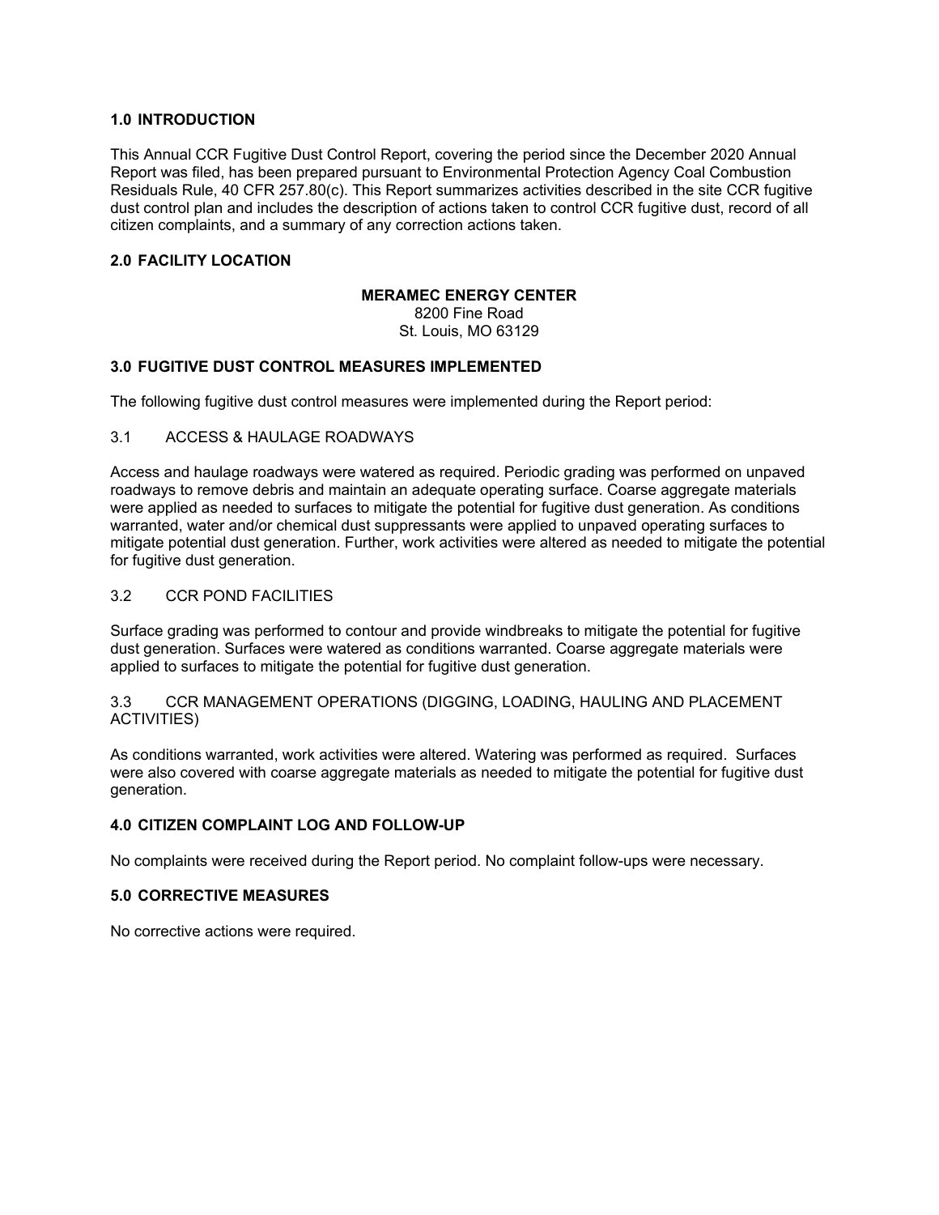## 1.0 INTRODUCTION

This Annual CCR Fugitive Dust Control Report, covering the period since the December 2020 Annual Report was filed, has been prepared pursuant to Environmental Protection Agency Coal Combustion Residuals Rule, 40 CFR 257.80(c). This Report summarizes activities described in the site CCR fugitive dust control plan and includes the description of actions taken to control CCR fugitive dust, record of all citizen complaints, and a summary of any correction actions taken.

## 2.0 FACILITY LOCATION

**MERAMEC ENERGY CENTER**
8200 Fine Road
St. Louis, MO 63129

## 3.0 FUGITIVE DUST CONTROL MEASURES IMPLEMENTED

The following fugitive dust control measures were implemented during the Report period:

### 3.1 ACCESS & HAULAGE ROADWAYS

Access and haulage roadways were watered as required. Periodic grading was performed on unpaved roadways to remove debris and maintain an adequate operating surface. Coarse aggregate materials were applied as needed to surfaces to mitigate the potential for fugitive dust generation. As conditions warranted, water and/or chemical dust suppressants were applied to unpaved operating surfaces to mitigate potential dust generation. Further, work activities were altered as needed to mitigate the potential for fugitive dust generation.

### 3.2 CCR POND FACILITIES

Surface grading was performed to contour and provide windbreaks to mitigate the potential for fugitive dust generation. Surfaces were watered as conditions warranted. Coarse aggregate materials were applied to surfaces to mitigate the potential for fugitive dust generation.

### 3.3 CCR MANAGEMENT OPERATIONS (DIGGING, LOADING, HAULING AND PLACEMENT ACTIVITIES)

As conditions warranted, work activities were altered. Watering was performed as required. Surfaces were also covered with coarse aggregate materials as needed to mitigate the potential for fugitive dust generation.

## 4.0 CITIZEN COMPLAINT LOG AND FOLLOW-UP

No complaints were received during the Report period. No complaint follow-ups were necessary.

## 5.0 CORRECTIVE MEASURES

No corrective actions were required.